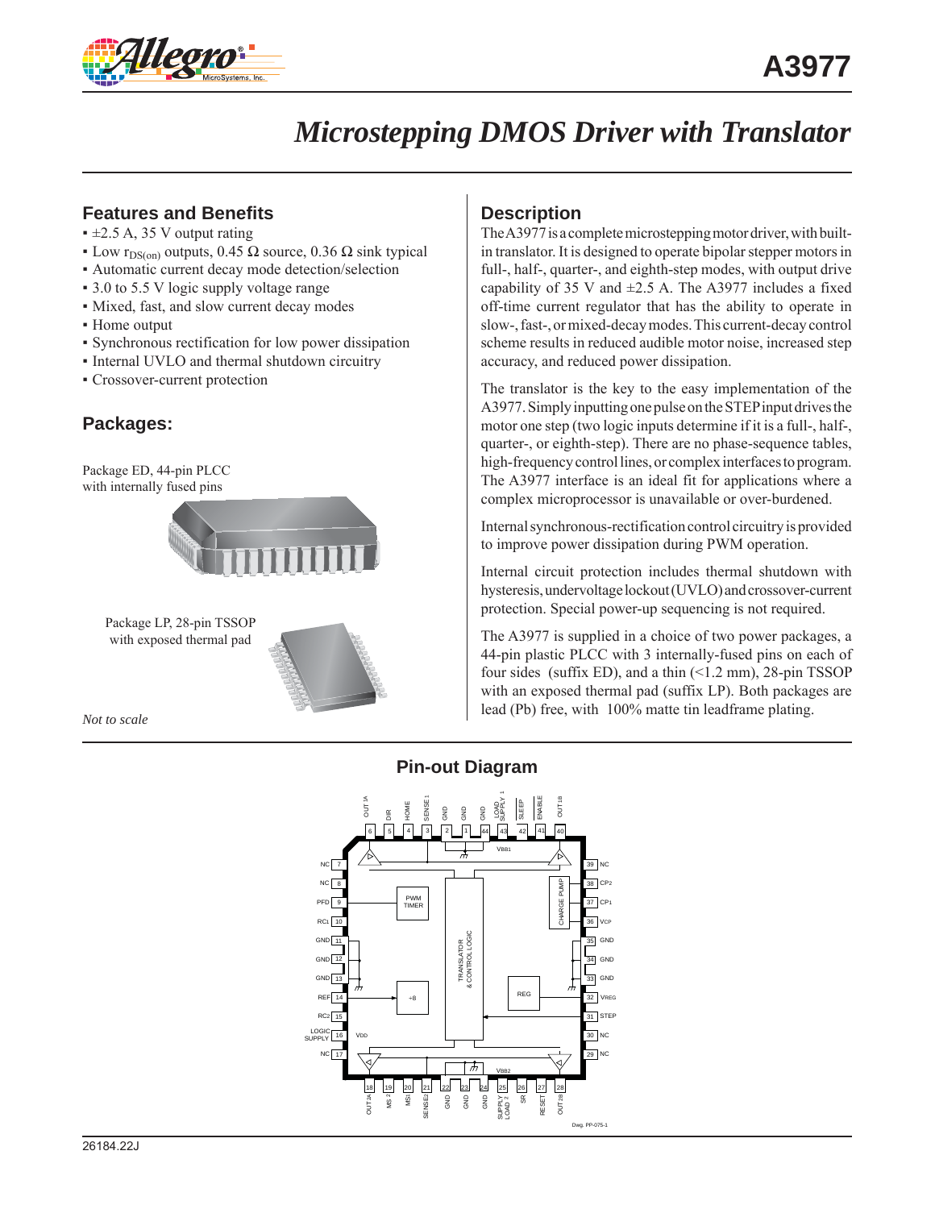# A3977

## Microstepping DMOS Driver with Translator

### Features and Benefits

- ±2.5 A, 35 V output rating
- Low $r_{DS(on)}$ outputs, 0.45 Ω source, 0.36 Ω sink typical
- Automatic current decay mode detection/selection
- 3.0 to 5.5 V logic supply voltage range
- Mixed, fast, and slow current decay modes
- Home output
- Synchronous rectification for low power dissipation
- Internal UVLO and thermal shutdown circuitry
- Crossover-current protection

### Packages:

Package ED, 44-pin PLCC with internally fused pins

Package LP, 28-pin TSSOP with exposed thermal pad

*Not to scale*

### Description

The A3977 is a complete microstepping motor driver, with built-in translator. It is designed to operate bipolar stepper motors in full-, half-, quarter-, and eighth-step modes, with output drive capability of 35 V and ±2.5 A. The A3977 includes a fixed off-time current regulator that has the ability to operate in slow-, fast-, or mixed-decay modes. This current-decay control scheme results in reduced audible motor noise, increased step accuracy, and reduced power dissipation.

The translator is the key to the easy implementation of the A3977. Simply inputting one pulse on the STEP input drives the motor one step (two logic inputs determine if it is a full-, half-, quarter-, or eighth-step). There are no phase-sequence tables, high-frequency control lines, or complex interfaces to program. The A3977 interface is an ideal fit for applications where a complex microprocessor is unavailable or over-burdened.

Internal synchronous-rectification control circuitry is provided to improve power dissipation during PWM operation.

Internal circuit protection includes thermal shutdown with hysteresis, undervoltage lockout (UVLO) and crossover-current protection. Special power-up sequencing is not required.

The A3977 is supplied in a choice of two power packages, a 44-pin plastic PLCC with 3 internally-fused pins on each of four sides (suffix ED), and a thin (<1.2 mm), 28-pin TSSOP with an exposed thermal pad (suffix LP). Both packages are lead (Pb) free, with 100% matte tin leadframe plating.

### Pin-out Diagram

Dwg. PP-075-1

26184.22J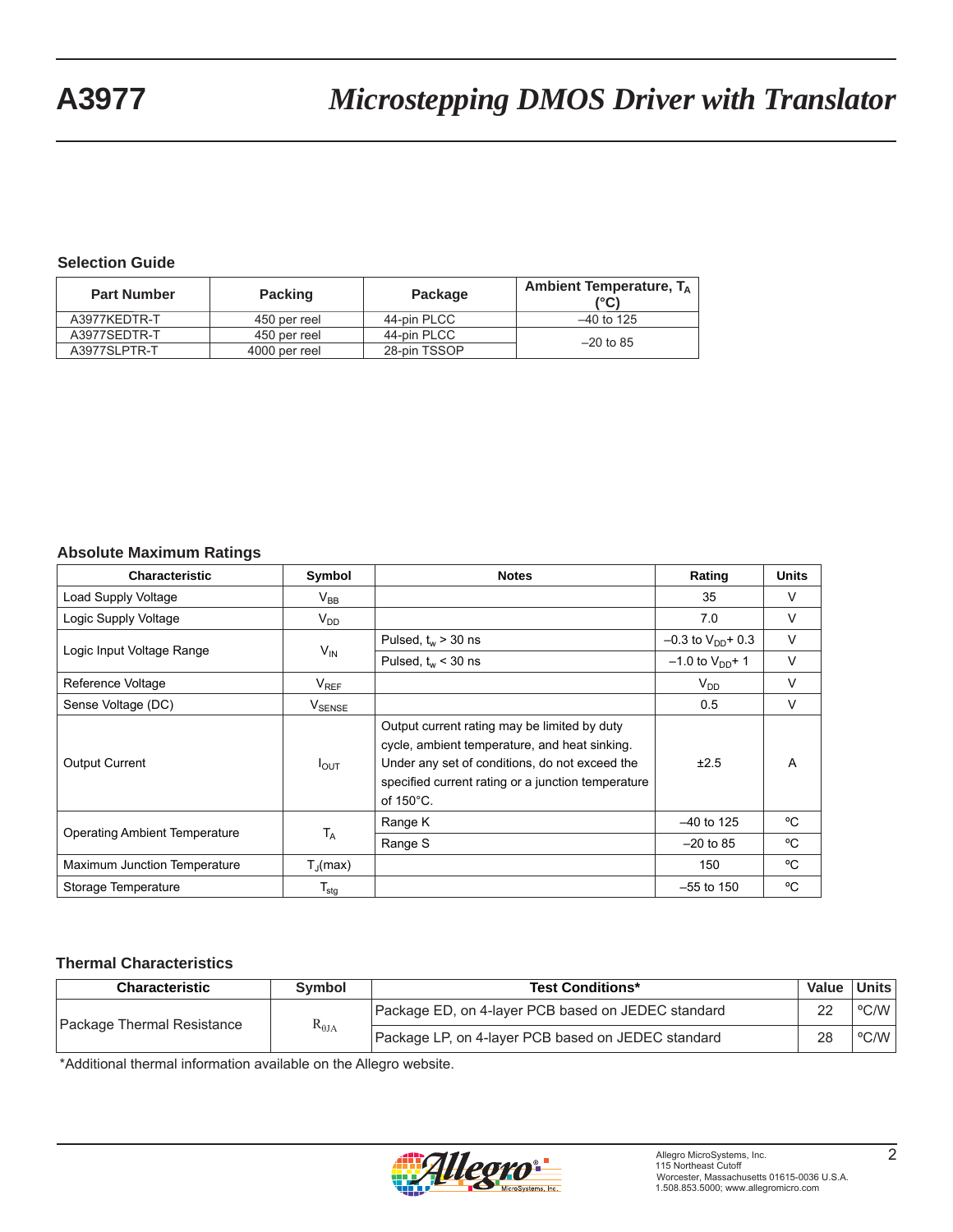## Selection Guide

| Part Number | Packing | Package | Ambient Temperature, $T_A$ (°C) |
|---|---|---|---|
| A3977KEDTR-T | 450 per reel | 44-pin PLCC | –40 to 125 |
| A3977SEDTR-T | 450 per reel | 44-pin PLCC | –20 to 85 |
| A3977SLPTR-T | 4000 per reel | 28-pin TSSOP | |

## Absolute Maximum Ratings

| Characteristic | Symbol | Notes | Rating | Units |
|---|---|---|---|---|
| Load Supply Voltage | $V_{BB}$ | | 35 | V |
| Logic Supply Voltage | $V_{DD}$ | | 7.0 | V |
| Logic Input Voltage Range | $V_{IN}$ | Pulsed, $t_w$ > 30 ns | –0.3 to $V_{DD}$+ 0.3 | V |
| | | Pulsed, $t_w$ < 30 ns | –1.0 to $V_{DD}$+ 1 | V |
| Reference Voltage | $V_{REF}$ | | $V_{DD}$ | V |
| Sense Voltage (DC) | $V_{SENSE}$ | | 0.5 | V |
| Output Current | $I_{OUT}$ | Output current rating may be limited by duty cycle, ambient temperature, and heat sinking. Under any set of conditions, do not exceed the specified current rating or a junction temperature of 150°C. | ±2.5 | A |
| Operating Ambient Temperature | $T_A$ | Range K | –40 to 125 | ºC |
| | | Range S | –20 to 85 | ºC |
| Maximum Junction Temperature | $T_J$(max) | | 150 | ºC |
| Storage Temperature | $T_{stg}$ | | –55 to 150 | ºC |

## Thermal Characteristics

| Characteristic | Symbol | Test Conditions* | Value | Units |
|---|---|---|---|---|
| Package Thermal Resistance | $R_{\theta JA}$ | Package ED, on 4-layer PCB based on JEDEC standard | 22 | ºC/W |
| | | Package LP, on 4-layer PCB based on JEDEC standard | 28 | ºC/W |

*Additional thermal information available on the Allegro website.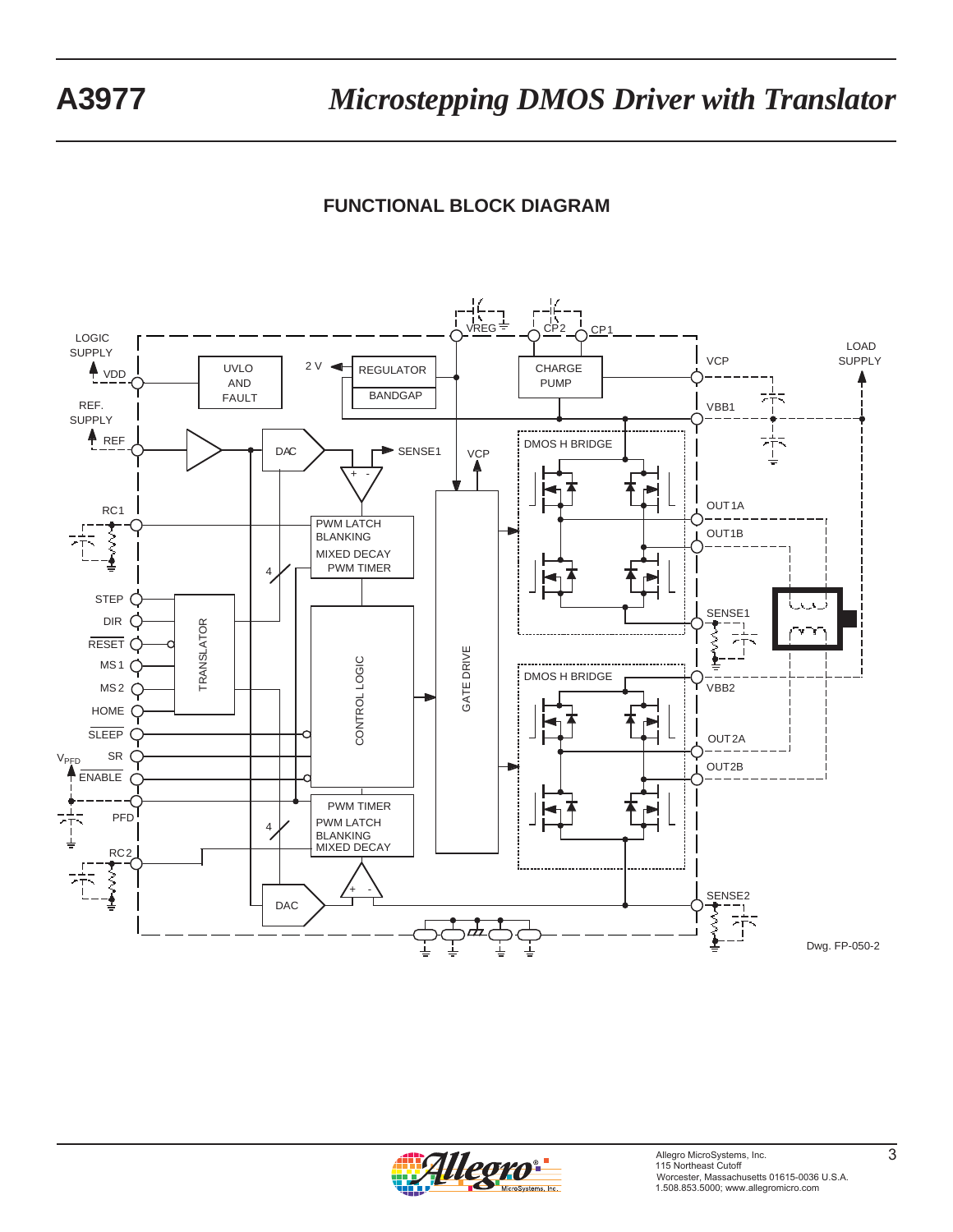## FUNCTIONAL BLOCK DIAGRAM

Dwg. FP-050-2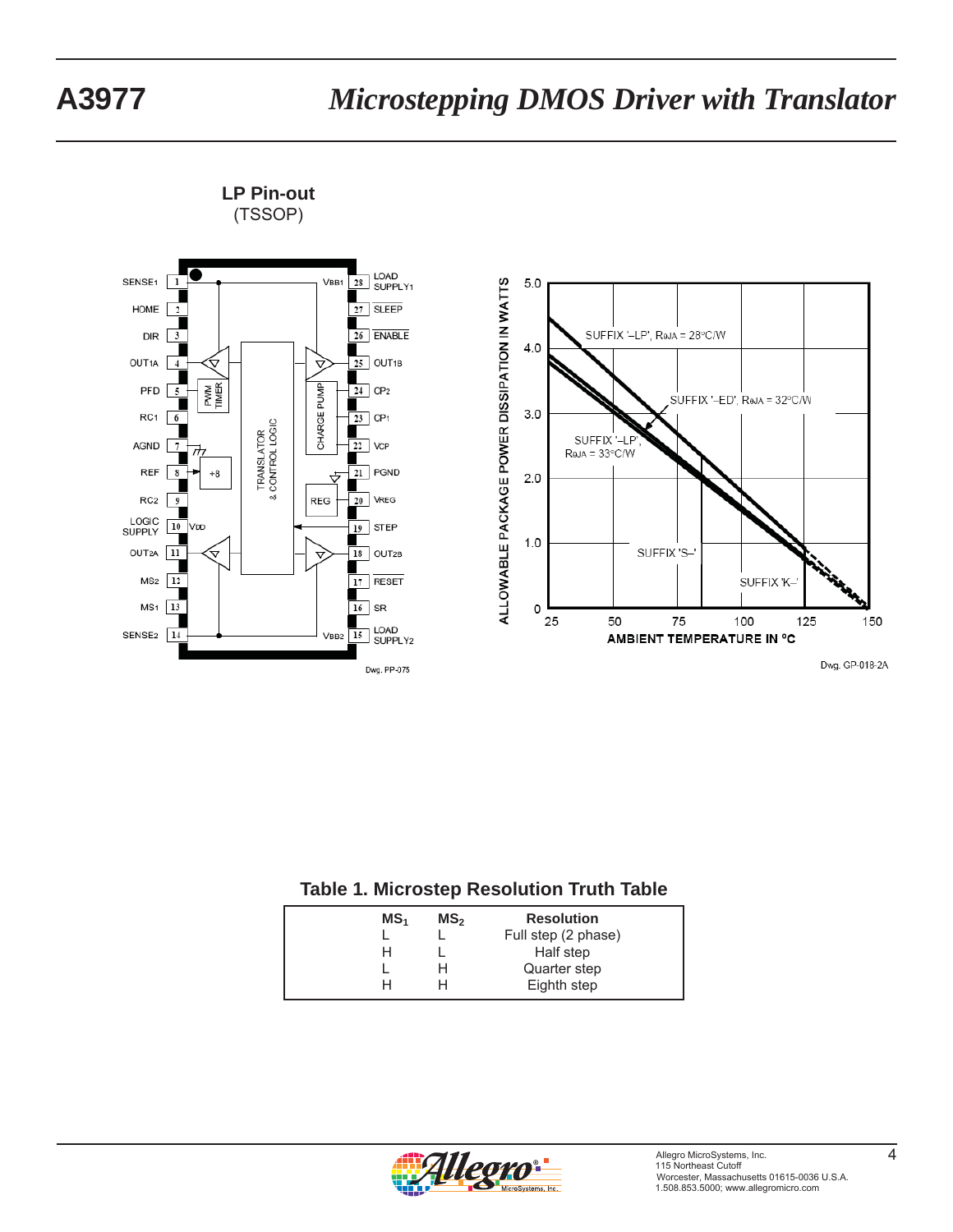## LP Pin-out
(TSSOP)

| Pin | Name | Pin | Name |
|---|---|---|---|
| 1 | SENSE1 | 28 | LOAD SUPPLY1 |
| 2 | HOME | 27 | SLEEP |
| 3 | DIR | 26 | ENABLE |
| 4 | OUT1A | 25 | OUT1B |
| 5 | PFD | 24 | CP2 |
| 6 | RC1 | 23 | CP1 |
| 7 | AGND | 22 | VCP |
| 8 | REF | 21 | PGND |
| 9 | RC2 | 20 | VREG |
| 10 | LOGIC SUPPLY | 19 | STEP |
| 11 | OUT2A | 18 | OUT2B |
| 12 | MS2 | 17 | RESET |
| 13 | MS1 | 16 | SR |
| 14 | SENSE2 | 15 | LOAD SUPPLY2 |

Dwg. PP-075

Dwg. GP-018-2A

**Table 1. Microstep Resolution Truth Table**

| $MS_1$ | $MS_2$ | Resolution |
|---|---|---|
| L | L | Full step (2 phase) |
| H | L | Half step |
| L | H | Quarter step |
| H | H | Eighth step |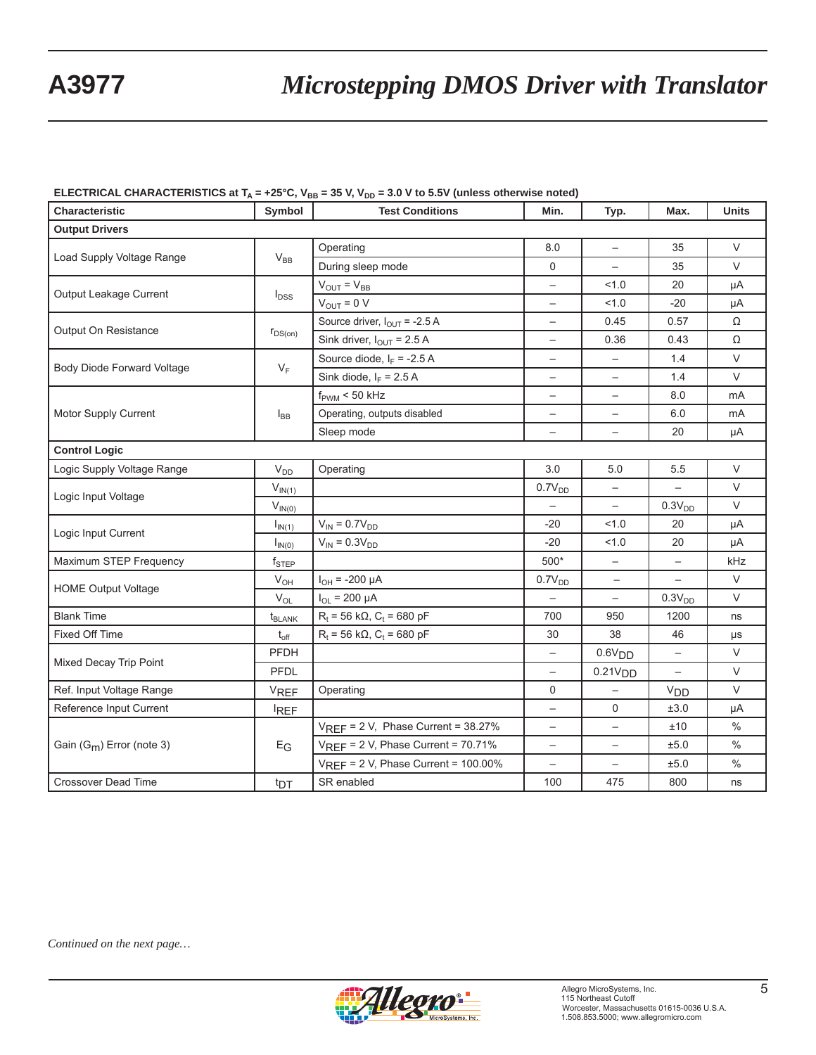**ELECTRICAL CHARACTERISTICS at $T_A$ = +25°C, $V_{BB}$ = 35 V, $V_{DD}$ = 3.0 V to 5.5V (unless otherwise noted)**

| Characteristic | Symbol | Test Conditions | Min. | Typ. | Max. | Units |
|---|---|---|---|---|---|---|
| **Output Drivers** | | | | | | |
| Load Supply Voltage Range | $V_{BB}$ | Operating | 8.0 | – | 35 | V |
| | | During sleep mode | 0 | – | 35 | V |
| Output Leakage Current | $I_{DSS}$ | $V_{OUT} = V_{BB}$ | – | <1.0 | 20 | μA |
| | | $V_{OUT}$ = 0 V | – | <1.0 | -20 | μA |
| Output On Resistance | $r_{DS(on)}$ | Source driver, $I_{OUT}$ = -2.5 A | – | 0.45 | 0.57 | Ω |
| | | Sink driver, $I_{OUT}$ = 2.5 A | – | 0.36 | 0.43 | Ω |
| Body Diode Forward Voltage | $V_F$ | Source diode, $I_F$ = -2.5 A | – | – | 1.4 | V |
| | | Sink diode, $I_F$ = 2.5 A | – | – | 1.4 | V |
| Motor Supply Current | $I_{BB}$ | $f_{PWM}$ < 50 kHz | – | – | 8.0 | mA |
| | | Operating, outputs disabled | – | – | 6.0 | mA |
| | | Sleep mode | – | – | 20 | μA |
| **Control Logic** | | | | | | |
| Logic Supply Voltage Range | $V_{DD}$ | Operating | 3.0 | 5.0 | 5.5 | V |
| Logic Input Voltage | $V_{IN(1)}$ | | $0.7V_{DD}$ | – | – | V |
| | $V_{IN(0)}$ | | – | – | $0.3V_{DD}$ | V |
| Logic Input Current | $I_{IN(1)}$ | $V_{IN} = 0.7V_{DD}$ | -20 | <1.0 | 20 | μA |
| | $I_{IN(0)}$ | $V_{IN} = 0.3V_{DD}$ | -20 | <1.0 | 20 | μA |
| Maximum STEP Frequency | $f_{STEP}$ | | 500* | – | – | kHz |
| HOME Output Voltage | $V_{OH}$ | $I_{OH}$ = -200 μA | $0.7V_{DD}$ | – | – | V |
| | $V_{OL}$ | $I_{OL}$ = 200 μA | – | – | $0.3V_{DD}$ | V |
| Blank Time | $t_{BLANK}$ | $R_t$ = 56 kΩ, $C_t$ = 680 pF | 700 | 950 | 1200 | ns |
| Fixed Off Time | $t_{off}$ | $R_t$ = 56 kΩ, $C_t$ = 680 pF | 30 | 38 | 46 | μs |
| Mixed Decay Trip Point | PFDH | | – | $0.6V_{DD}$ | – | V |
| | PFDL | | – | $0.21V_{DD}$ | – | V |
| Ref. Input Voltage Range | $V_{REF}$ | Operating | 0 | – | $V_{DD}$ | V |
| Reference Input Current | $I_{REF}$ | | – | 0 | ±3.0 | μA |
| Gain ($G_m$) Error (note 3) | $E_G$ | $V_{REF}$ = 2 V, Phase Current = 38.27% | – | – | ±10 | % |
| | | $V_{REF}$ = 2 V, Phase Current = 70.71% | – | – | ±5.0 | % |
| | | $V_{REF}$ = 2 V, Phase Current = 100.00% | – | – | ±5.0 | % |
| Crossover Dead Time | $t_{DT}$ | SR enabled | 100 | 475 | 800 | ns |

*Continued on the next page…*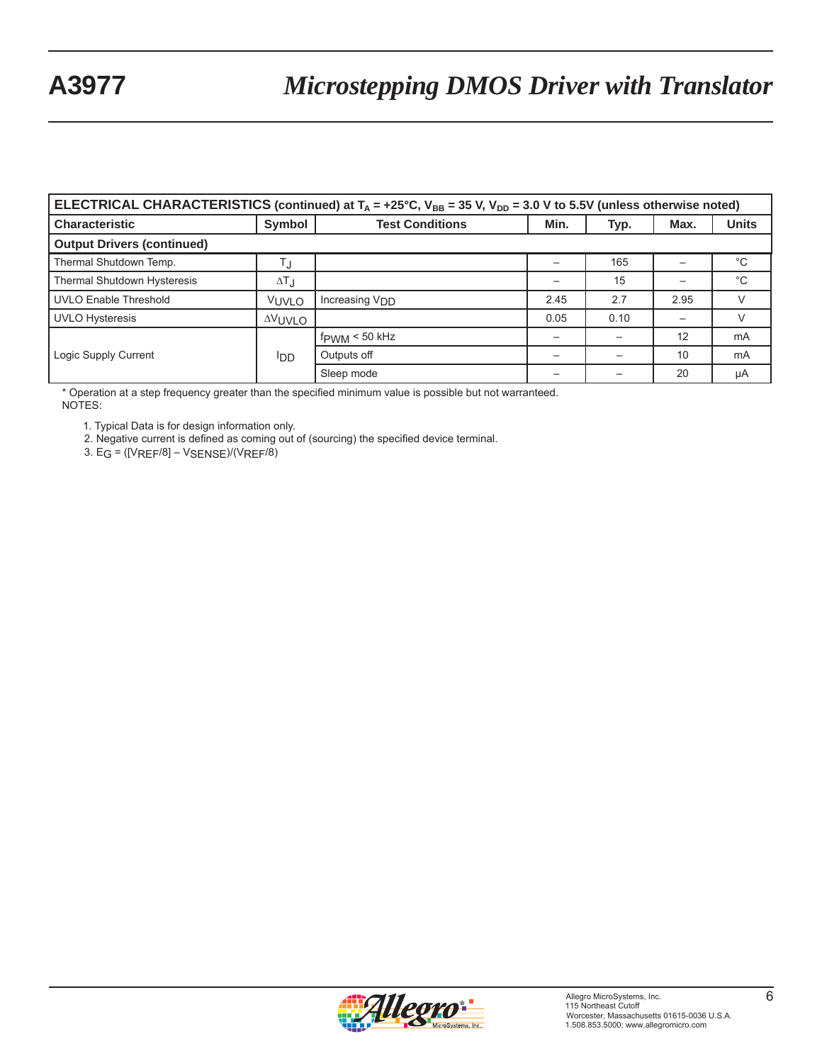| ELECTRICAL CHARACTERISTICS (continued) at $T_A$ = +25°C, $V_{BB}$ = 35 V, $V_{DD}$ = 3.0 V to 5.5V (unless otherwise noted) | | | | | | |
|---|---|---|---|---|---|---|
| **Characteristic** | **Symbol** | **Test Conditions** | **Min.** | **Typ.** | **Max.** | **Units** |
| **Output Drivers (continued)** | | | | | | |
| Thermal Shutdown Temp. | $T_J$ | | – | 165 | – | °C |
| Thermal Shutdown Hysteresis | $\Delta T_J$ | | – | 15 | – | °C |
| UVLO Enable Threshold | $V_{UVLO}$ | Increasing $V_{DD}$ | 2.45 | 2.7 | 2.95 | V |
| UVLO Hysteresis | $\Delta V_{UVLO}$ | | 0.05 | 0.10 | – | V |
| Logic Supply Current | $I_{DD}$ | $f_{PWM}$ < 50 kHz | – | – | 12 | mA |
| | | Outputs off | – | – | 10 | mA |
| | | Sleep mode | – | – | 20 | μA |

* Operation at a step frequency greater than the specified minimum value is possible but not warranteed.

NOTES:

1. Typical Data is for design information only.
2. Negative current is defined as coming out of (sourcing) the specified device terminal.
3. $E_G = ([V_{REF}/8] - V_{SENSE})/(V_{REF}/8)$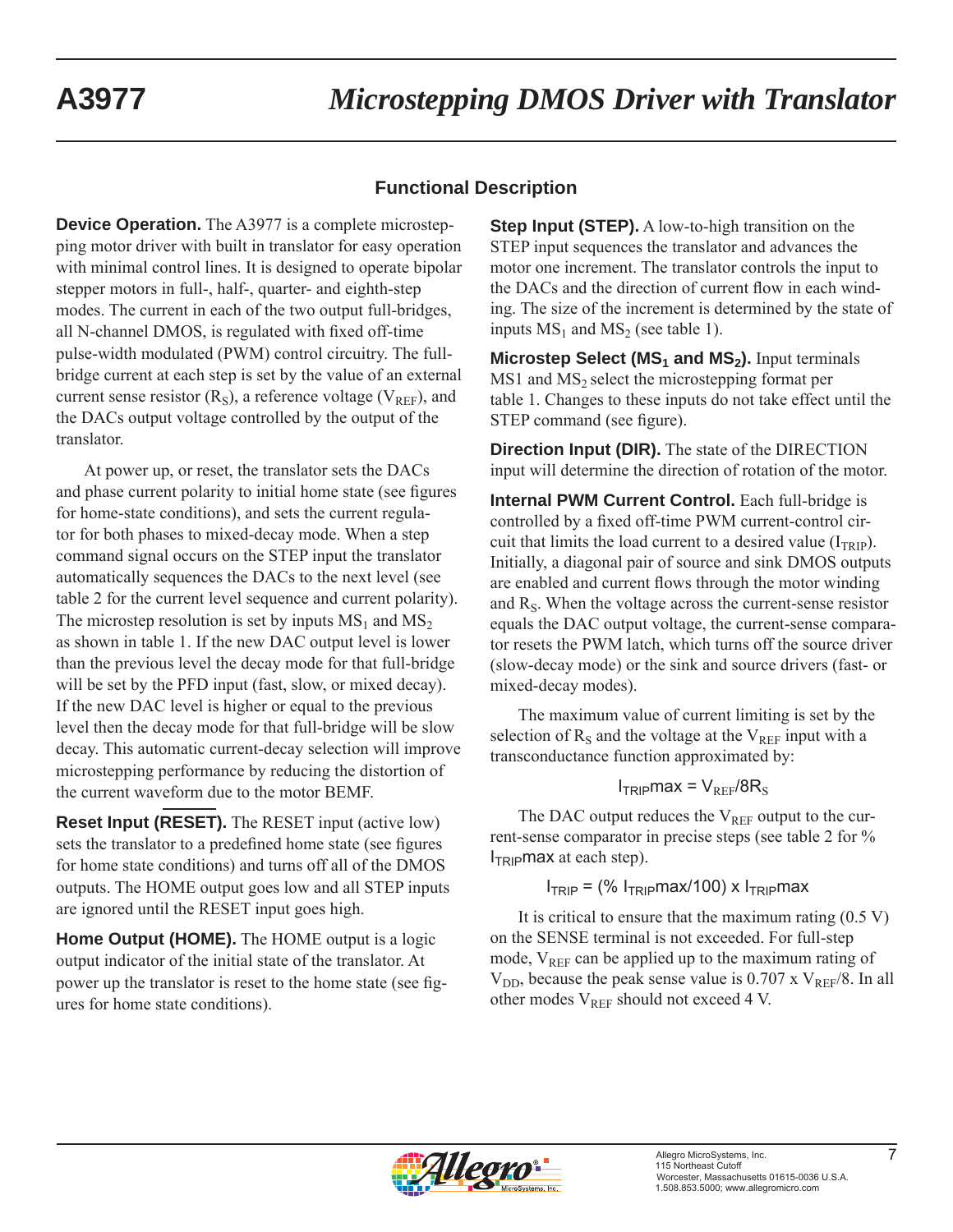## Functional Description

**Device Operation.** The A3977 is a complete microstepping motor driver with built in translator for easy operation with minimal control lines. It is designed to operate bipolar stepper motors in full-, half-, quarter- and eighth-step modes. The current in each of the two output full-bridges, all N-channel DMOS, is regulated with fixed off-time pulse-width modulated (PWM) control circuitry. The full-bridge current at each step is set by the value of an external current sense resistor ($R_S$), a reference voltage ($V_{REF}$), and the DACs output voltage controlled by the output of the translator.

At power up, or reset, the translator sets the DACs and phase current polarity to initial home state (see figures for home-state conditions), and sets the current regulator for both phases to mixed-decay mode. When a step command signal occurs on the STEP input the translator automatically sequences the DACs to the next level (see table 2 for the current level sequence and current polarity). The microstep resolution is set by inputs $MS_1$ and $MS_2$ as shown in table 1. If the new DAC output level is lower than the previous level the decay mode for that full-bridge will be set by the PFD input (fast, slow, or mixed decay). If the new DAC level is higher or equal to the previous level then the decay mode for that full-bridge will be slow decay. This automatic current-decay selection will improve microstepping performance by reducing the distortion of the current waveform due to the motor BEMF.

**Reset Input ($\overline{\text{RESET}}$).** The RESET input (active low) sets the translator to a predefined home state (see figures for home state conditions) and turns off all of the DMOS outputs. The HOME output goes low and all STEP inputs are ignored until the RESET input goes high.

**Home Output (HOME).** The HOME output is a logic output indicator of the initial state of the translator. At power up the translator is reset to the home state (see figures for home state conditions).

**Step Input (STEP).** A low-to-high transition on the STEP input sequences the translator and advances the motor one increment. The translator controls the input to the DACs and the direction of current flow in each winding. The size of the increment is determined by the state of inputs $MS_1$ and $MS_2$ (see table 1).

**Microstep Select ($MS_1$ and $MS_2$).** Input terminals MS1 and $MS_2$ select the microstepping format per table 1. Changes to these inputs do not take effect until the STEP command (see figure).

**Direction Input (DIR).** The state of the DIRECTION input will determine the direction of rotation of the motor.

**Internal PWM Current Control.** Each full-bridge is controlled by a fixed off-time PWM current-control circuit that limits the load current to a desired value ($I_{TRIP}$). Initially, a diagonal pair of source and sink DMOS outputs are enabled and current flows through the motor winding and $R_S$. When the voltage across the current-sense resistor equals the DAC output voltage, the current-sense comparator resets the PWM latch, which turns off the source driver (slow-decay mode) or the sink and source drivers (fast- or mixed-decay modes).

The maximum value of current limiting is set by the selection of $R_S$ and the voltage at the $V_{REF}$ input with a transconductance function approximated by:

$$I_{TRIP}max = V_{REF}/8R_S$$

The DAC output reduces the $V_{REF}$ output to the current-sense comparator in precise steps (see table 2 for % $I_{TRIP}max$ at each step).

$$I_{TRIP} = (\%\ I_{TRIP}max/100) \times I_{TRIP}max$$

It is critical to ensure that the maximum rating (0.5 V) on the SENSE terminal is not exceeded. For full-step mode, $V_{REF}$ can be applied up to the maximum rating of $V_{DD}$, because the peak sense value is 0.707 x $V_{REF}/8$. In all other modes $V_{REF}$ should not exceed 4 V.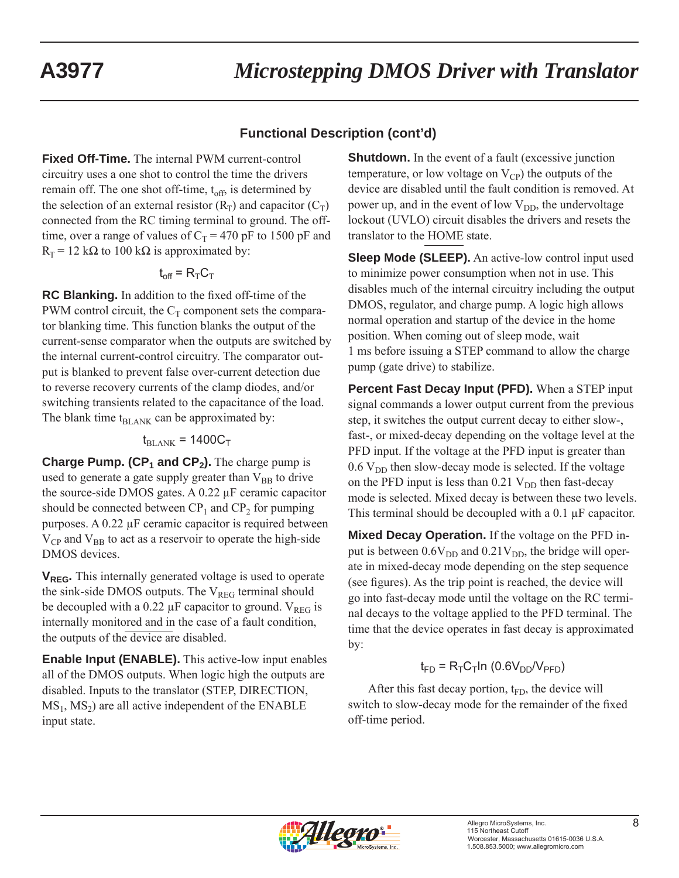## Functional Description (cont'd)

**Fixed Off-Time.** The internal PWM current-control circuitry uses a one shot to control the time the drivers remain off. The one shot off-time, $t_{off}$, is determined by the selection of an external resistor ($R_T$) and capacitor ($C_T$) connected from the RC timing terminal to ground. The off-time, over a range of values of $C_T$ = 470 pF to 1500 pF and $R_T$ = 12 kΩ to 100 kΩ is approximated by:

$$t_{off} = R_T C_T$$

**RC Blanking.** In addition to the fixed off-time of the PWM control circuit, the $C_T$ component sets the comparator blanking time. This function blanks the output of the current-sense comparator when the outputs are switched by the internal current-control circuitry. The comparator output is blanked to prevent false over-current detection due to reverse recovery currents of the clamp diodes, and/or switching transients related to the capacitance of the load. The blank time $t_{BLANK}$ can be approximated by:

$$t_{BLANK} = 1400 C_T$$

**Charge Pump. ($CP_1$ and $CP_2$).** The charge pump is used to generate a gate supply greater than $V_{BB}$ to drive the source-side DMOS gates. A 0.22 µF ceramic capacitor should be connected between $CP_1$ and $CP_2$ for pumping purposes. A 0.22 µF ceramic capacitor is required between $V_{CP}$ and $V_{BB}$ to act as a reservoir to operate the high-side DMOS devices.

**$V_{REG}$.** This internally generated voltage is used to operate the sink-side DMOS outputs. The $V_{REG}$ terminal should be decoupled with a 0.22 µF capacitor to ground. $V_{REG}$ is internally monitored and in the case of a fault condition, the outputs of the device are disabled.

**Enable Input (ENABLE).** This active-low input enables all of the DMOS outputs. When logic high the outputs are disabled. Inputs to the translator (STEP, DIRECTION, $MS_1$, $MS_2$) are all active independent of the ENABLE input state.

**Shutdown.** In the event of a fault (excessive junction temperature, or low voltage on $V_{CP}$) the outputs of the device are disabled until the fault condition is removed. At power up, and in the event of low $V_{DD}$, the undervoltage lockout (UVLO) circuit disables the drivers and resets the translator to the HOME state.

**Sleep Mode (SLEEP).** An active-low control input used to minimize power consumption when not in use. This disables much of the internal circuitry including the output DMOS, regulator, and charge pump. A logic high allows normal operation and startup of the device in the home position. When coming out of sleep mode, wait 1 ms before issuing a STEP command to allow the charge pump (gate drive) to stabilize.

**Percent Fast Decay Input (PFD).** When a STEP input signal commands a lower output current from the previous step, it switches the output current decay to either slow-, fast-, or mixed-decay depending on the voltage level at the PFD input. If the voltage at the PFD input is greater than 0.6 $V_{DD}$ then slow-decay mode is selected. If the voltage on the PFD input is less than 0.21 $V_{DD}$ then fast-decay mode is selected. Mixed decay is between these two levels. This terminal should be decoupled with a 0.1 µF capacitor.

**Mixed Decay Operation.** If the voltage on the PFD input is between $0.6V_{DD}$ and $0.21V_{DD}$, the bridge will operate in mixed-decay mode depending on the step sequence (see figures). As the trip point is reached, the device will go into fast-decay mode until the voltage on the RC terminal decays to the voltage applied to the PFD terminal. The time that the device operates in fast decay is approximated by:

$$t_{FD} = R_T C_T \ln (0.6V_{DD}/V_{PFD})$$

After this fast decay portion, $t_{FD}$, the device will switch to slow-decay mode for the remainder of the fixed off-time period.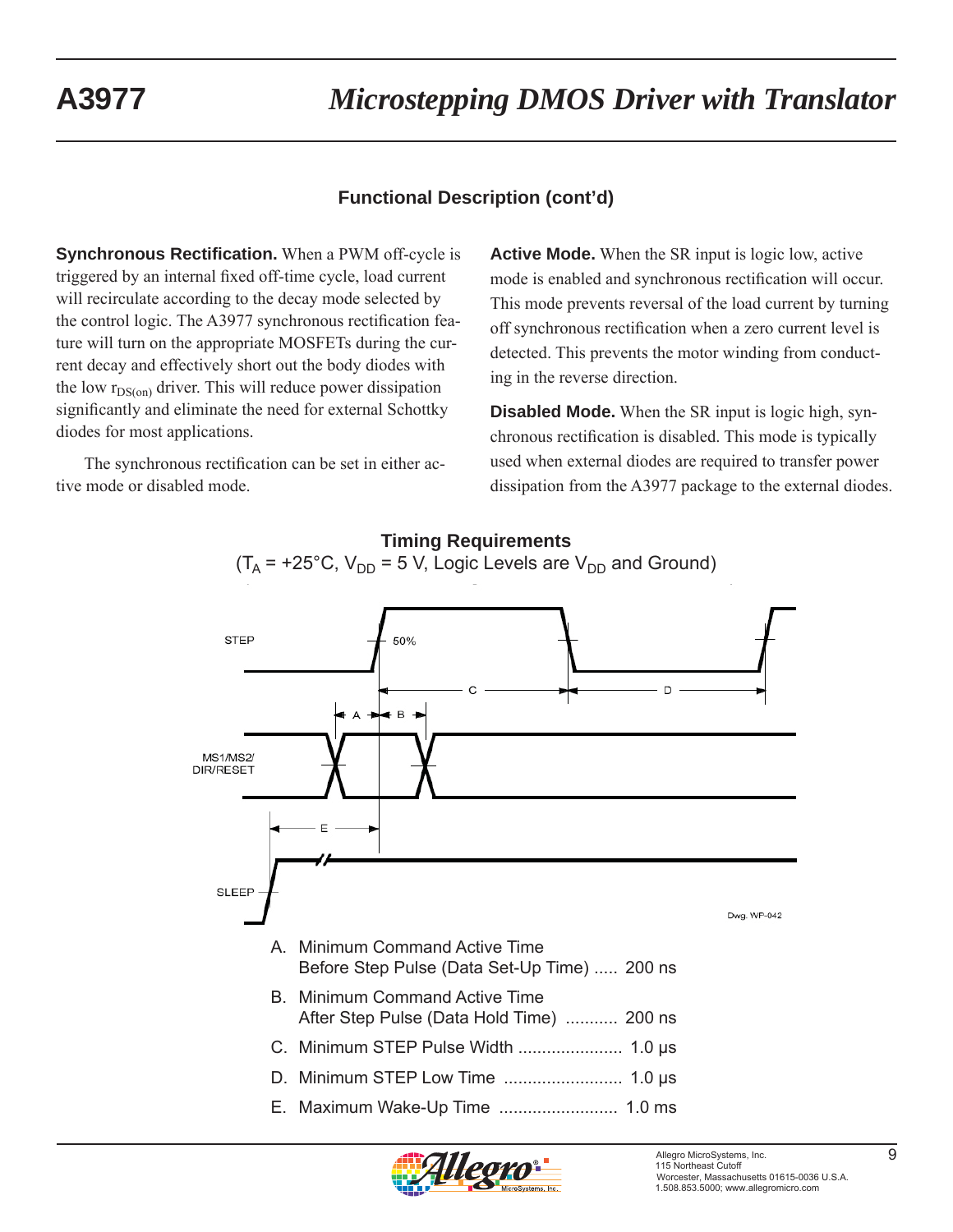## Functional Description (cont'd)

**Synchronous Rectification.** When a PWM off-cycle is triggered by an internal fixed off-time cycle, load current will recirculate according to the decay mode selected by the control logic. The A3977 synchronous rectification feature will turn on the appropriate MOSFETs during the current decay and effectively short out the body diodes with the low $r_{DS(on)}$ driver. This will reduce power dissipation significantly and eliminate the need for external Schottky diodes for most applications.

The synchronous rectification can be set in either active mode or disabled mode.

**Active Mode.** When the SR input is logic low, active mode is enabled and synchronous rectification will occur. This mode prevents reversal of the load current by turning off synchronous rectification when a zero current level is detected. This prevents the motor winding from conducting in the reverse direction.

**Disabled Mode.** When the SR input is logic high, synchronous rectification is disabled. This mode is typically used when external diodes are required to transfer power dissipation from the A3977 package to the external diodes.

### Timing Requirements

($T_A$ = +25°C, $V_{DD}$ = 5 V, Logic Levels are $V_{DD}$ and Ground)

STEP

50%

C

D

A

B

MS1/MS2/ DIR/RESET

E

SLEEP

Dwg. WF-042

A. Minimum Command Active Time Before Step Pulse (Data Set-Up Time) ..... 200 ns

B. Minimum Command Active Time After Step Pulse (Data Hold Time) ........... 200 ns

C. Minimum STEP Pulse Width ...................... 1.0 µs

D. Minimum STEP Low Time ......................... 1.0 µs

E. Maximum Wake-Up Time ......................... 1.0 ms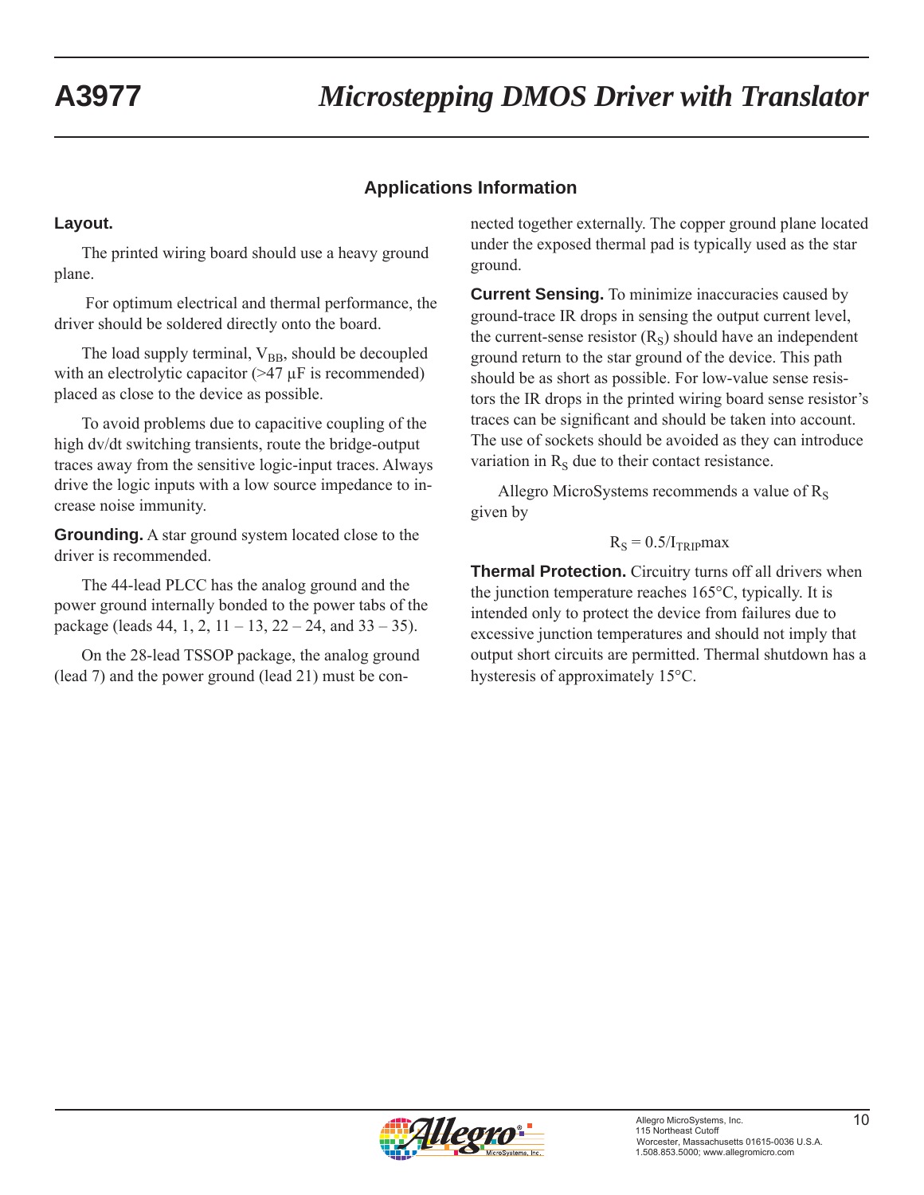## Applications Information

**Layout.**

The printed wiring board should use a heavy ground plane.

For optimum electrical and thermal performance, the driver should be soldered directly onto the board.

The load supply terminal, $V_{BB}$, should be decoupled with an electrolytic capacitor (>47 µF is recommended) placed as close to the device as possible.

To avoid problems due to capacitive coupling of the high dv/dt switching transients, route the bridge-output traces away from the sensitive logic-input traces. Always drive the logic inputs with a low source impedance to increase noise immunity.

**Grounding.** A star ground system located close to the driver is recommended.

The 44-lead PLCC has the analog ground and the power ground internally bonded to the power tabs of the package (leads 44, 1, 2, 11 – 13, 22 – 24, and 33 – 35).

On the 28-lead TSSOP package, the analog ground (lead 7) and the power ground (lead 21) must be connected together externally. The copper ground plane located under the exposed thermal pad is typically used as the star ground.

**Current Sensing.** To minimize inaccuracies caused by ground-trace IR drops in sensing the output current level, the current-sense resistor ($R_S$) should have an independent ground return to the star ground of the device. This path should be as short as possible. For low-value sense resistors the IR drops in the printed wiring board sense resistor's traces can be significant and should be taken into account. The use of sockets should be avoided as they can introduce variation in $R_S$ due to their contact resistance.

Allegro MicroSystems recommends a value of $R_S$ given by

$$R_S = 0.5/I_{TRIP}max$$

**Thermal Protection.** Circuitry turns off all drivers when the junction temperature reaches 165°C, typically. It is intended only to protect the device from failures due to excessive junction temperatures and should not imply that output short circuits are permitted. Thermal shutdown has a hysteresis of approximately 15°C.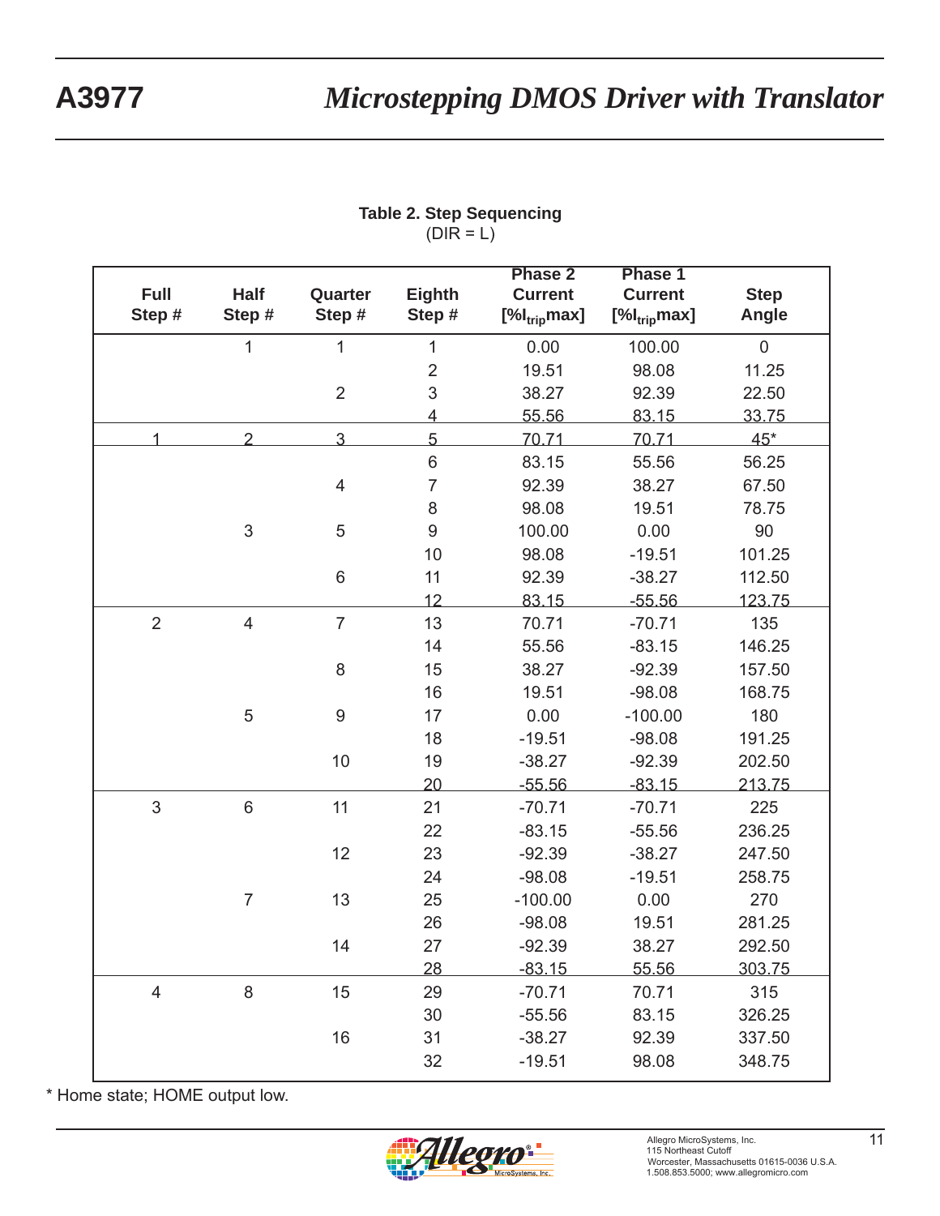**Table 2. Step Sequencing**
(DIR = L)

| Full Step # | Half Step # | Quarter Step # | Eighth Step # | Phase 2 Current [% $I_{trip}$max] | Phase 1 Current [% $I_{trip}$max] | Step Angle |
|---|---|---|---|---|---|---|
| | 1 | 1 | 1 | 0.00 | 100.00 | 0 |
| | | | 2 | 19.51 | 98.08 | 11.25 |
| | | 2 | 3 | 38.27 | 92.39 | 22.50 |
| | | | 4 | 55.56 | 83.15 | 33.75 |
| 1 | 2 | 3 | 5 | 70.71 | 70.71 | 45* |
| | | | 6 | 83.15 | 55.56 | 56.25 |
| | | 4 | 7 | 92.39 | 38.27 | 67.50 |
| | | | 8 | 98.08 | 19.51 | 78.75 |
| | 3 | 5 | 9 | 100.00 | 0.00 | 90 |
| | | | 10 | 98.08 | -19.51 | 101.25 |
| | | 6 | 11 | 92.39 | -38.27 | 112.50 |
| | | | 12 | 83.15 | -55.56 | 123.75 |
| 2 | 4 | 7 | 13 | 70.71 | -70.71 | 135 |
| | | | 14 | 55.56 | -83.15 | 146.25 |
| | | 8 | 15 | 38.27 | -92.39 | 157.50 |
| | | | 16 | 19.51 | -98.08 | 168.75 |
| | 5 | 9 | 17 | 0.00 | -100.00 | 180 |
| | | | 18 | -19.51 | -98.08 | 191.25 |
| | | 10 | 19 | -38.27 | -92.39 | 202.50 |
| | | | 20 | -55.56 | -83.15 | 213.75 |
| 3 | 6 | 11 | 21 | -70.71 | -70.71 | 225 |
| | | | 22 | -83.15 | -55.56 | 236.25 |
| | | 12 | 23 | -92.39 | -38.27 | 247.50 |
| | | | 24 | -98.08 | -19.51 | 258.75 |
| | 7 | 13 | 25 | -100.00 | 0.00 | 270 |
| | | | 26 | -98.08 | 19.51 | 281.25 |
| | | 14 | 27 | -92.39 | 38.27 | 292.50 |
| | | | 28 | -83.15 | 55.56 | 303.75 |
| 4 | 8 | 15 | 29 | -70.71 | 70.71 | 315 |
| | | | 30 | -55.56 | 83.15 | 326.25 |
| | | 16 | 31 | -38.27 | 92.39 | 337.50 |
| | | | 32 | -19.51 | 98.08 | 348.75 |

* Home state; HOME output low.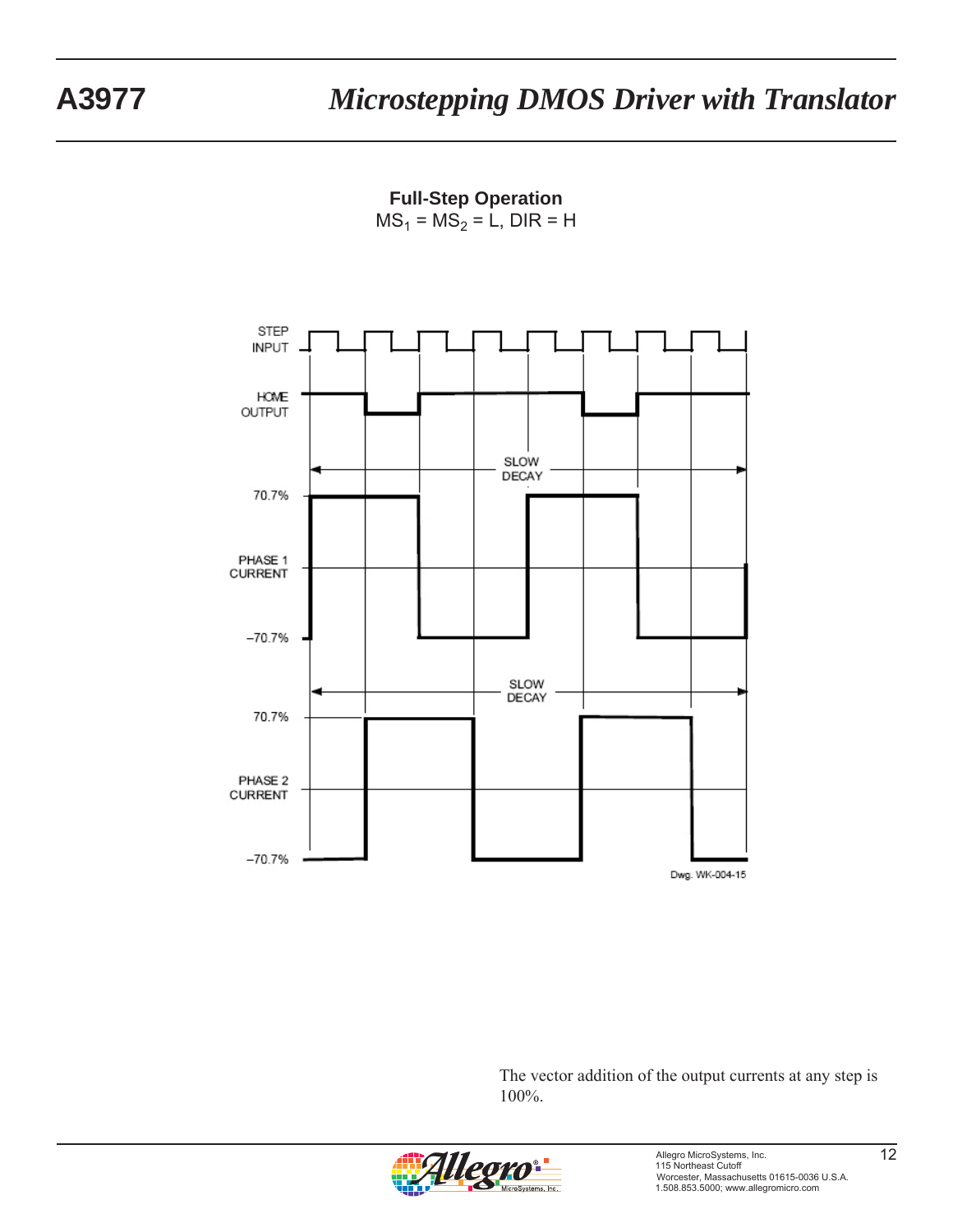**Full-Step Operation**
$MS_1 = MS_2 = L$, DIR = H

STEP INPUT

HOME OUTPUT

SLOW DECAY

70.7%

PHASE 1 CURRENT

–70.7%

SLOW DECAY

70.7%

PHASE 2 CURRENT

–70.7%

Dwg. WK-004-15

The vector addition of the output currents at any step is 100%.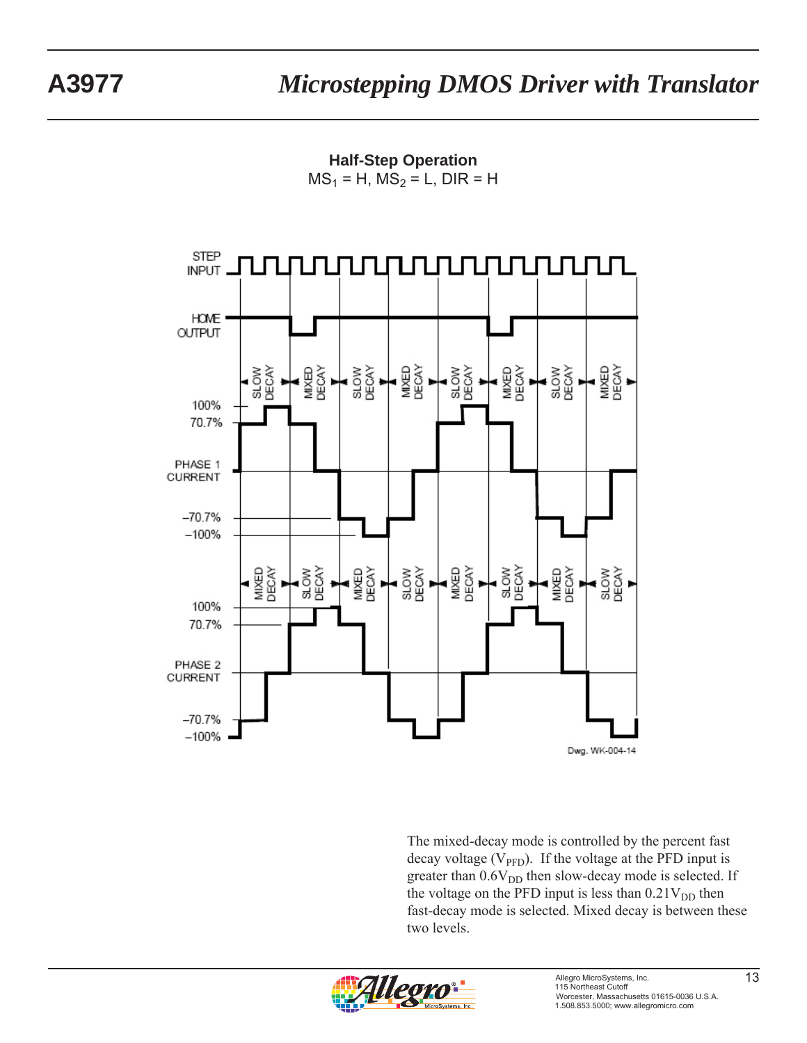**Half-Step Operation**
$MS_1$ = H, $MS_2$ = L, DIR = H

STEP INPUT

HOME OUTPUT

SLOW DECAY | MIXED DECAY | SLOW DECAY | MIXED DECAY | SLOW DECAY | MIXED DECAY | SLOW DECAY | MIXED DECAY

100%
70.7%
PHASE 1 CURRENT
–70.7%
–100%

MIXED DECAY | SLOW DECAY | MIXED DECAY | SLOW DECAY | MIXED DECAY | SLOW DECAY | MIXED DECAY | SLOW DECAY

100%
70.7%
PHASE 2 CURRENT
–70.7%
–100%

Dwg. WK-004-14

The mixed-decay mode is controlled by the percent fast decay voltage ($V_{PFD}$). If the voltage at the PFD input is greater than $0.6V_{DD}$ then slow-decay mode is selected. If the voltage on the PFD input is less than $0.21V_{DD}$ then fast-decay mode is selected. Mixed decay is between these two levels.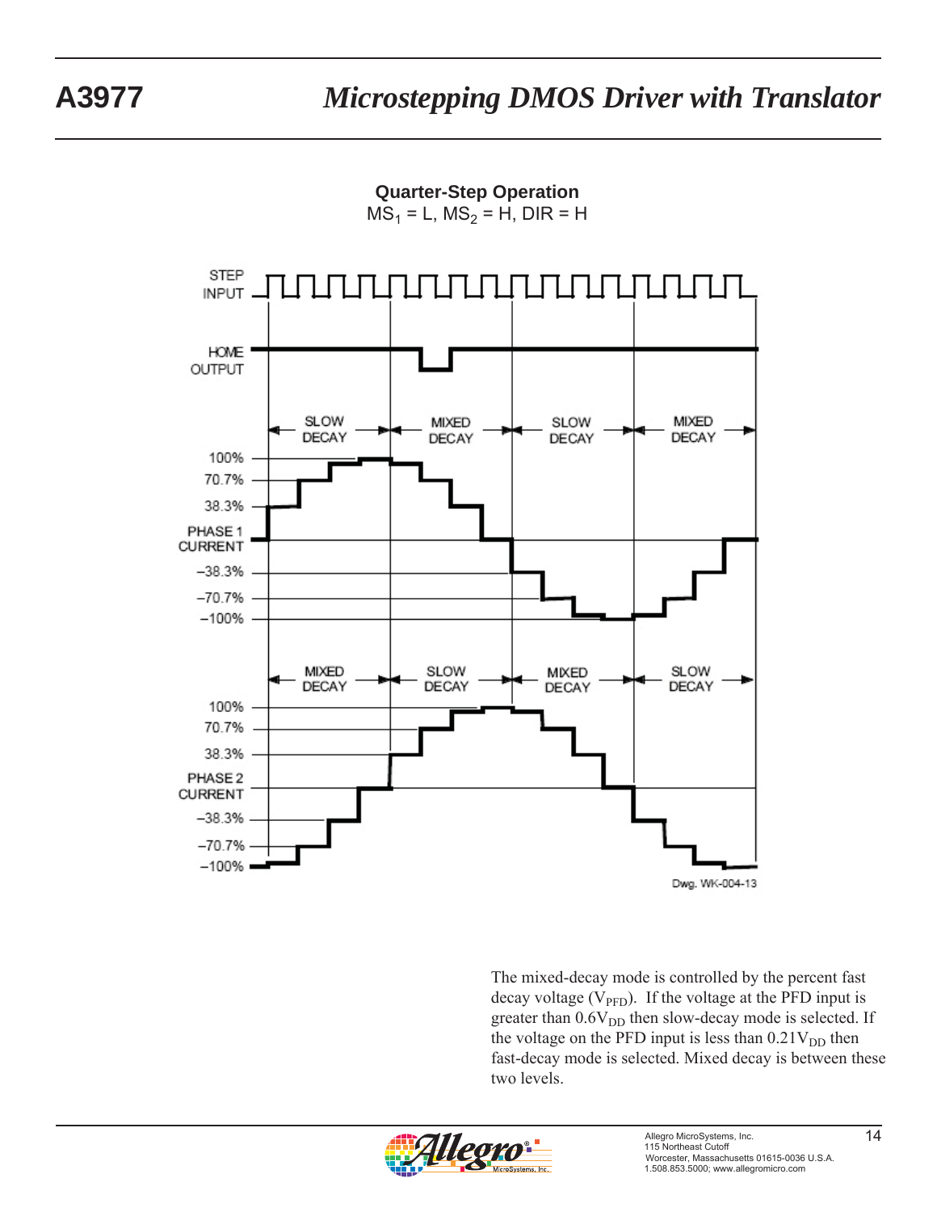**Quarter-Step Operation**

$MS_1$ = L, $MS_2$ = H, DIR = H

STEP INPUT

HOME OUTPUT

SLOW DECAY | MIXED DECAY | SLOW DECAY | MIXED DECAY

100%
70.7%
38.3%
PHASE 1 CURRENT
–38.3%
–70.7%
–100%

MIXED DECAY | SLOW DECAY | MIXED DECAY | SLOW DECAY

100%
70.7%
38.3%
PHASE 2 CURRENT
–38.3%
–70.7%
–100%

Dwg. WK-004-13

The mixed-decay mode is controlled by the percent fast decay voltage ($V_{PFD}$). If the voltage at the PFD input is greater than $0.6V_{DD}$ then slow-decay mode is selected. If the voltage on the PFD input is less than $0.21V_{DD}$ then fast-decay mode is selected. Mixed decay is between these two levels.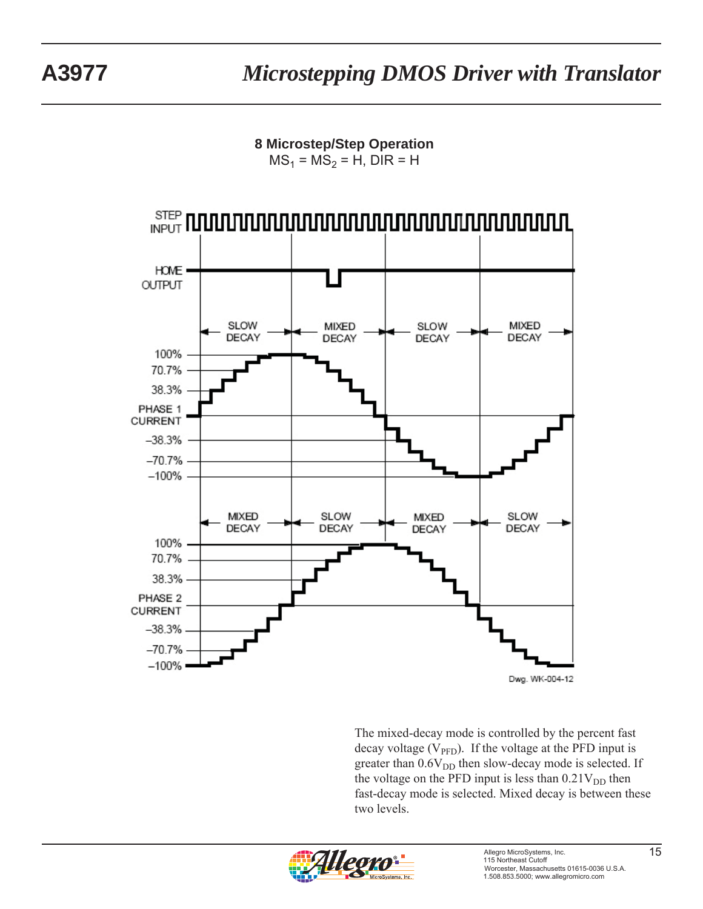**8 Microstep/Step Operation**

$MS_1 = MS_2 = H$, DIR = H

STEP INPUT

HOME OUTPUT

SLOW DECAY | MIXED DECAY | SLOW DECAY | MIXED DECAY

100%
70.7%
38.3%
PHASE 1 CURRENT
–38.3%
–70.7%
–100%

MIXED DECAY | SLOW DECAY | MIXED DECAY | SLOW DECAY

100%
70.7%
38.3%
PHASE 2 CURRENT
–38.3%
–70.7%
–100%

Dwg. WK-004-12

The mixed-decay mode is controlled by the percent fast decay voltage ($V_{PFD}$). If the voltage at the PFD input is greater than $0.6V_{DD}$ then slow-decay mode is selected. If the voltage on the PFD input is less than $0.21V_{DD}$ then fast-decay mode is selected. Mixed decay is between these two levels.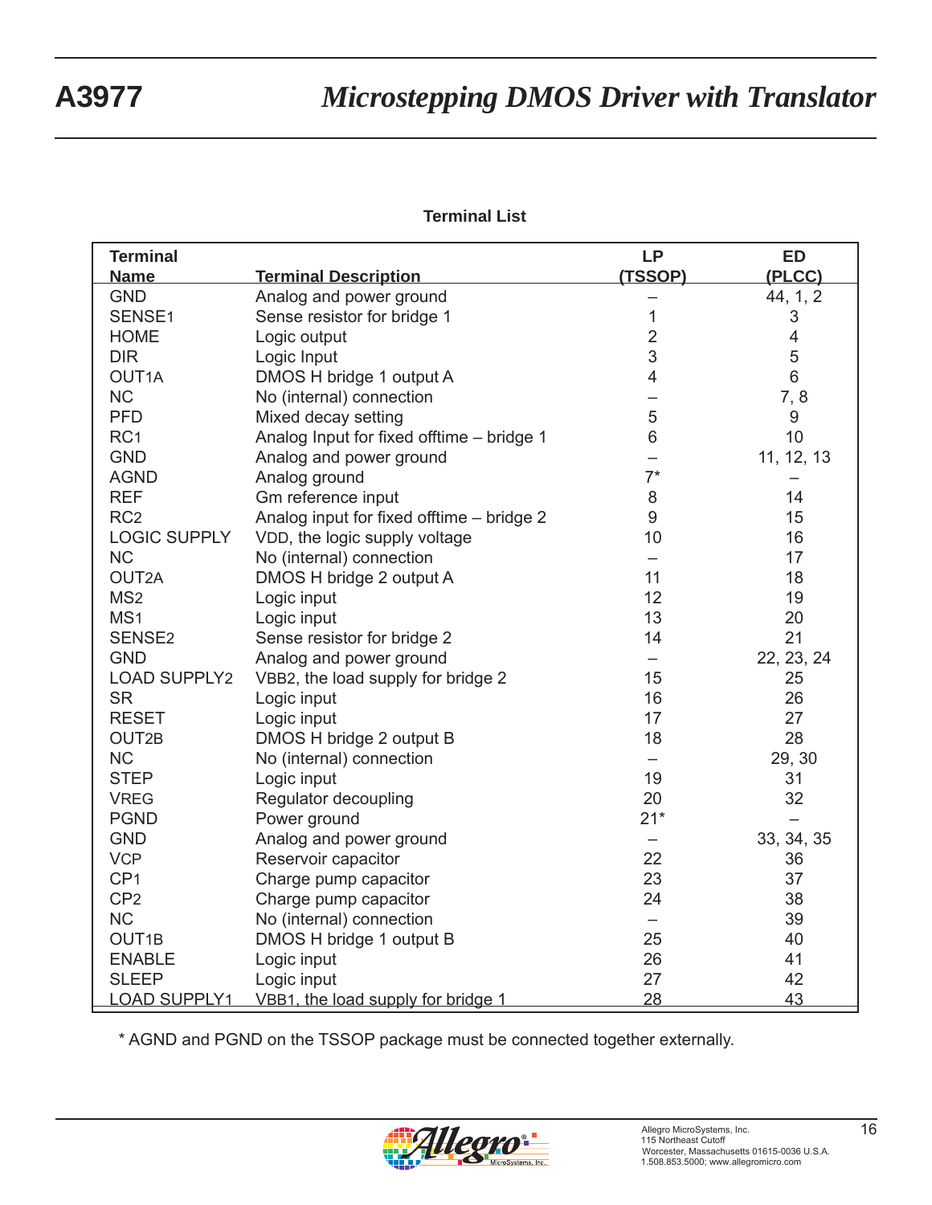## Terminal List

| Terminal Name | Terminal Description | LP (TSSOP) | ED (PLCC) |
|---|---|---|---|
| GND | Analog and power ground | – | 44, 1, 2 |
| SENSE1 | Sense resistor for bridge 1 | 1 | 3 |
| HOME | Logic output | 2 | 4 |
| DIR | Logic Input | 3 | 5 |
| OUT1A | DMOS H bridge 1 output A | 4 | 6 |
| NC | No (internal) connection | – | 7, 8 |
| PFD | Mixed decay setting | 5 | 9 |
| RC1 | Analog Input for fixed offtime – bridge 1 | 6 | 10 |
| GND | Analog and power ground | – | 11, 12, 13 |
| AGND | Analog ground | 7* | – |
| REF | Gm reference input | 8 | 14 |
| RC2 | Analog input for fixed offtime – bridge 2 | 9 | 15 |
| LOGIC SUPPLY | $V_{DD}$, the logic supply voltage | 10 | 16 |
| NC | No (internal) connection | – | 17 |
| OUT2A | DMOS H bridge 2 output A | 11 | 18 |
| MS2 | Logic input | 12 | 19 |
| MS1 | Logic input | 13 | 20 |
| SENSE2 | Sense resistor for bridge 2 | 14 | 21 |
| GND | Analog and power ground | – | 22, 23, 24 |
| LOAD SUPPLY2 | $V_{BB2}$, the load supply for bridge 2 | 15 | 25 |
| SR | Logic input | 16 | 26 |
| RESET | Logic input | 17 | 27 |
| OUT2B | DMOS H bridge 2 output B | 18 | 28 |
| NC | No (internal) connection | – | 29, 30 |
| STEP | Logic input | 19 | 31 |
| VREG | Regulator decoupling | 20 | 32 |
| PGND | Power ground | 21* | – |
| GND | Analog and power ground | – | 33, 34, 35 |
| VCP | Reservoir capacitor | 22 | 36 |
| CP1 | Charge pump capacitor | 23 | 37 |
| CP2 | Charge pump capacitor | 24 | 38 |
| NC | No (internal) connection | – | 39 |
| OUT1B | DMOS H bridge 1 output B | 25 | 40 |
| ENABLE | Logic input | 26 | 41 |
| SLEEP | Logic input | 27 | 42 |
| LOAD SUPPLY1 | $V_{BB1}$, the load supply for bridge 1 | 28 | 43 |

* AGND and PGND on the TSSOP package must be connected together externally.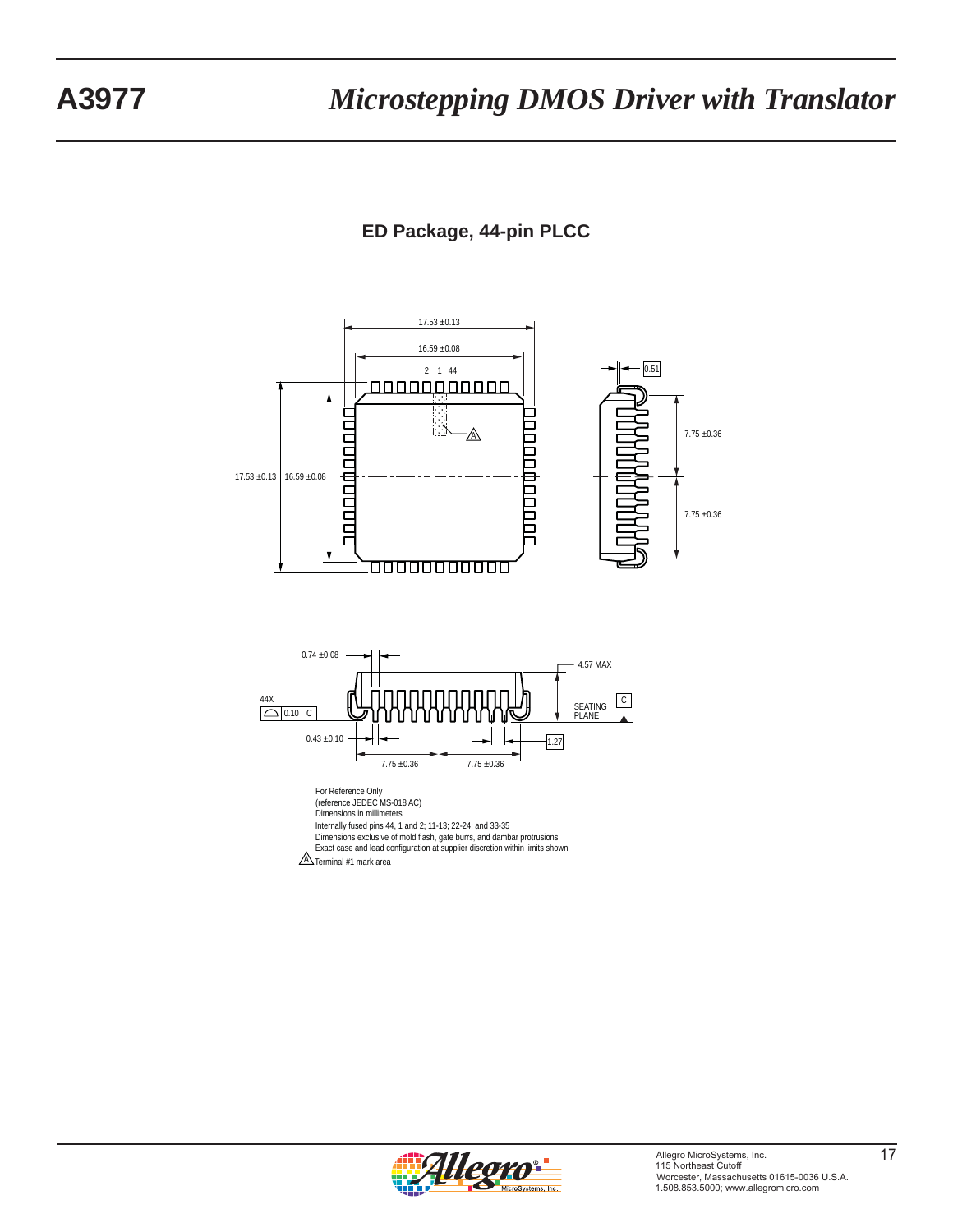## ED Package, 44-pin PLCC

17.53 ±0.13

16.59 ±0.08

2 1 44

0.51

7.75 ±0.36

7.75 ±0.36

17.53 ±0.13

16.59 ±0.08

A

0.74 ±0.08

4.57 MAX

44X

0.10 C

C

SEATING PLANE

0.43 ±0.10

1.27

7.75 ±0.36

7.75 ±0.36

For Reference Only
(reference JEDEC MS-018 AC)
Dimensions in millimeters
Internally fused pins 44, 1 and 2; 11-13; 22-24; and 33-35
Dimensions exclusive of mold flash, gate burrs, and dambar protrusions
Exact case and lead configuration at supplier discretion within limits shown
A Terminal #1 mark area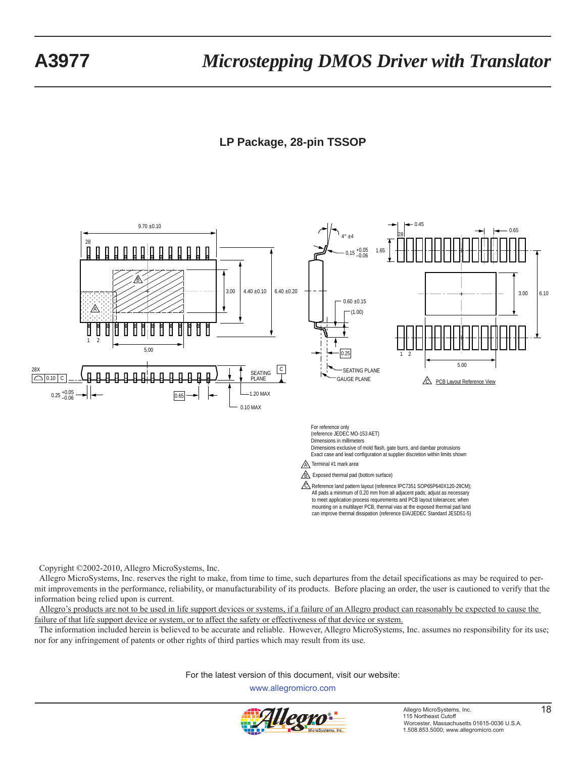## LP Package, 28-pin TSSOP

9.70 ±0.10

28

3.00

4.40 ±0.10

6.40 ±0.20

1 2

5.00

A

B

4° ±4

0.15 +0.05 −0.06

0.60 ±0.15

(1.00)

0.25

SEATING PLANE

GAUGE PLANE

0.45

0.65

1.65

28

3.00

6.10

1 2

5.00

C PCB Layout Reference View

28X 0.10 C

SEATING PLANE

C

0.25 +0.05 −0.06

0.65

1.20 MAX

0.10 MAX

For reference only
(reference JEDEC MO-153 AET)
Dimensions in millimeters
Dimensions exclusive of mold flash, gate burrs, and dambar protrusions
Exact case and lead configuration at supplier discretion within limits shown

A Terminal #1 mark area

B Exposed thermal pad (bottom surface)

C Reference land pattern layout (reference IPC7351 SOP65P640X120-29CM); All pads a minimum of 0.20 mm from all adjacent pads; adjust as necessary to meet application process requirements and PCB layout tolerances; when mounting on a multilayer PCB, thermal vias at the exposed thermal pad land can improve thermal dissipation (reference EIA/JEDEC Standard JESD51-5)

Copyright ©2002-2010, Allegro MicroSystems, Inc.

Allegro MicroSystems, Inc. reserves the right to make, from time to time, such departures from the detail specifications as may be required to permit improvements in the performance, reliability, or manufacturability of its products. Before placing an order, the user is cautioned to verify that the information being relied upon is current.

Allegro's products are not to be used in life support devices or systems, if a failure of an Allegro product can reasonably be expected to cause the failure of that life support device or system, or to affect the safety or effectiveness of that device or system.

The information included herein is believed to be accurate and reliable. However, Allegro MicroSystems, Inc. assumes no responsibility for its use; nor for any infringement of patents or other rights of third parties which may result from its use.

For the latest version of this document, visit our website:

www.allegromicro.com

Allegro MicroSystems, Inc.
115 Northeast Cutoff
Worcester, Massachusetts 01615-0036 U.S.A.
1.508.853.5000; www.allegromicro.com